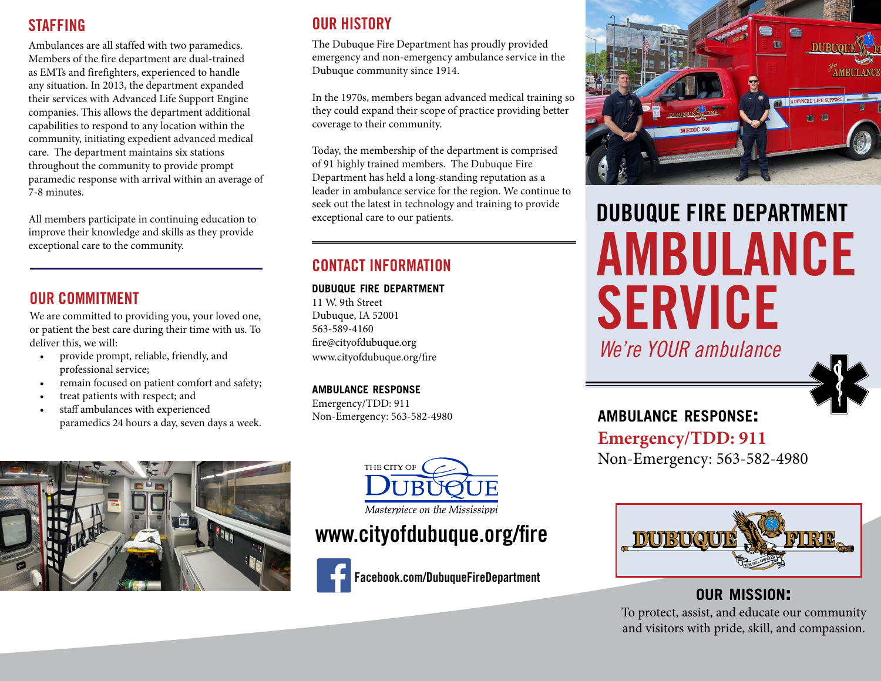## STAFFING

Ambulances are all staffed with two paramedics. Members of the fire department are dual-trained as EMTs and firefighters, experienced to handle any situation. In 2013, the department expanded their services with Advanced Life Support Engine companies. This allows the department additional capabilities to respond to any location within the community, initiating expedient advanced medical care. The department maintains six stations throughout the community to provide prompt paramedic response with arrival within an average of 7-8 minutes.

All members participate in continuing education to improve their knowledge and skills as they provide exceptional care to the community.

## OUR COMMITMENT

We are committed to providing you, your loved one, or patient the best care during their time with us. To deliver this, we will:

- provide prompt, reliable, friendly, and professional service;
- remain focused on patient comfort and safety;
- treat patients with respect; and
- staff ambulances with experienced paramedics 24 hours a day, seven days a week.

## OUR HISTORY

The Dubuque Fire Department has proudly provided emergency and non-emergency ambulance service in the Dubuque community since 1914.

In the 1970s, members began advanced medical training so they could expand their scope of practice providing better coverage to their community.

Today, the membership of the department is comprised of 91 highly trained members. The Dubuque Fire Department has held a long-standing reputation as a leader in ambulance service for the region. We continue to seek out the latest in technology and training to provide exceptional care to our patients.

## CONTACT INFORMATION

**DUBUQUE FIRE DEPARTMENT**
11 W. 9th Street
Dubuque, IA 52001
563-589-4160
fire@cityofdubuque.org
www.cityofdubuque.org/fire

**AMBULANCE RESPONSE**
Emergency/TDD: 911
Non-Emergency: 563-582-4980

THE CITY OF DUBUQUE
*Masterpiece on the Mississippi*

**www.cityofdubuque.org/fire**

**Facebook.com/DubuqueFireDepartment**

# DUBUQUE FIRE DEPARTMENT AMBULANCE SERVICE

*We're YOUR ambulance*

**AMBULANCE RESPONSE:**

**Emergency/TDD: 911**

Non-Emergency: 563-582-4980

DUBUQUE FIRE

**OUR MISSION:**

To protect, assist, and educate our community and visitors with pride, skill, and compassion.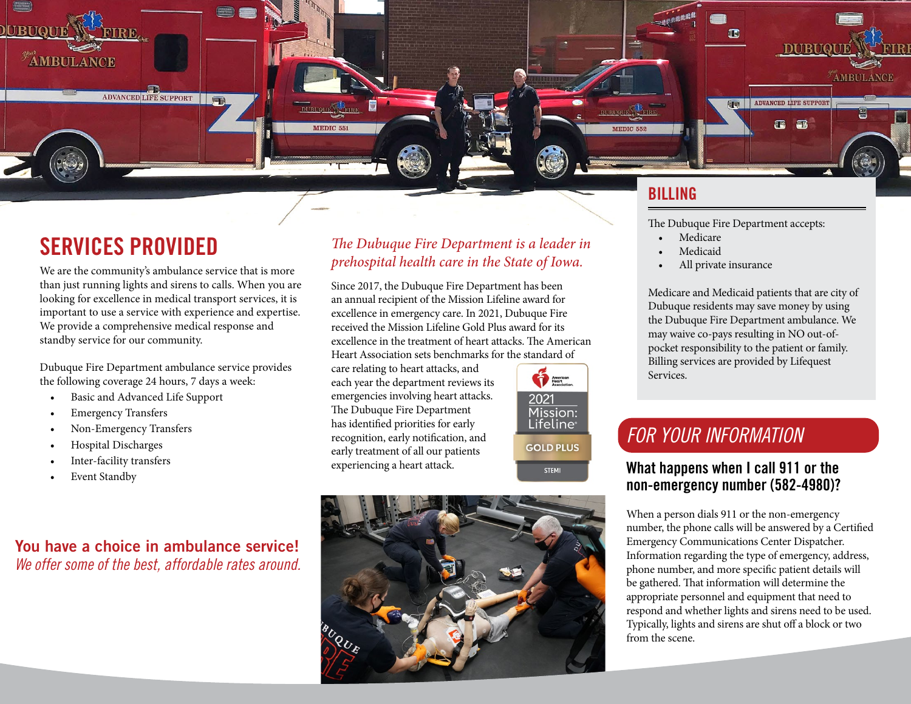## SERVICES PROVIDED

We are the community's ambulance service that is more than just running lights and sirens to calls. When you are looking for excellence in medical transport services, it is important to use a service with experience and expertise. We provide a comprehensive medical response and standby service for our community.

Dubuque Fire Department ambulance service provides the following coverage 24 hours, 7 days a week:

- Basic and Advanced Life Support
- Emergency Transfers
- Non-Emergency Transfers
- Hospital Discharges
- Inter-facility transfers
- Event Standby

**You have a choice in ambulance service!**
*We offer some of the best, affordable rates around.*

*The Dubuque Fire Department is a leader in prehospital health care in the State of Iowa.*

Since 2017, the Dubuque Fire Department has been an annual recipient of the Mission Lifeline award for excellence in emergency care. In 2021, Dubuque Fire received the Mission Lifeline Gold Plus award for its excellence in the treatment of heart attacks. The American Heart Association sets benchmarks for the standard of care relating to heart attacks, and each year the department reviews its emergencies involving heart attacks. The Dubuque Fire Department has identified priorities for early recognition, early notification, and early treatment of all our patients experiencing a heart attack.

American Heart Association. 2021 Mission: Lifeline® GOLD PLUS STEMI

## BILLING

The Dubuque Fire Department accepts:

- Medicare
- Medicaid
- All private insurance

Medicare and Medicaid patients that are city of Dubuque residents may save money by using the Dubuque Fire Department ambulance. We may waive co-pays resulting in NO out-of-pocket responsibility to the patient or family. Billing services are provided by Lifequest Services.

## *FOR YOUR INFORMATION*

### What happens when I call 911 or the non-emergency number (582-4980)?

When a person dials 911 or the non-emergency number, the phone calls will be answered by a Certified Emergency Communications Center Dispatcher. Information regarding the type of emergency, address, phone number, and more specific patient details will be gathered. That information will determine the appropriate personnel and equipment that need to respond and whether lights and sirens need to be used. Typically, lights and sirens are shut off a block or two from the scene.